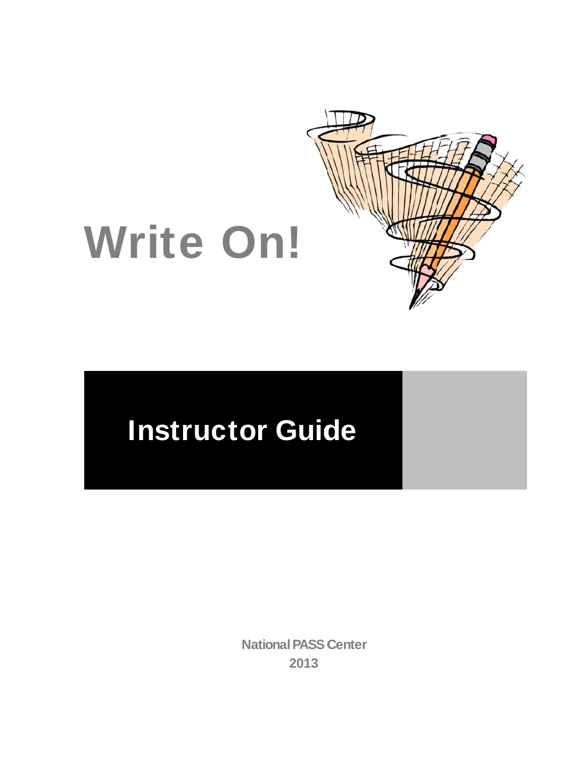# Write On!

## Instructor Guide

**National PASS Center**

**2013**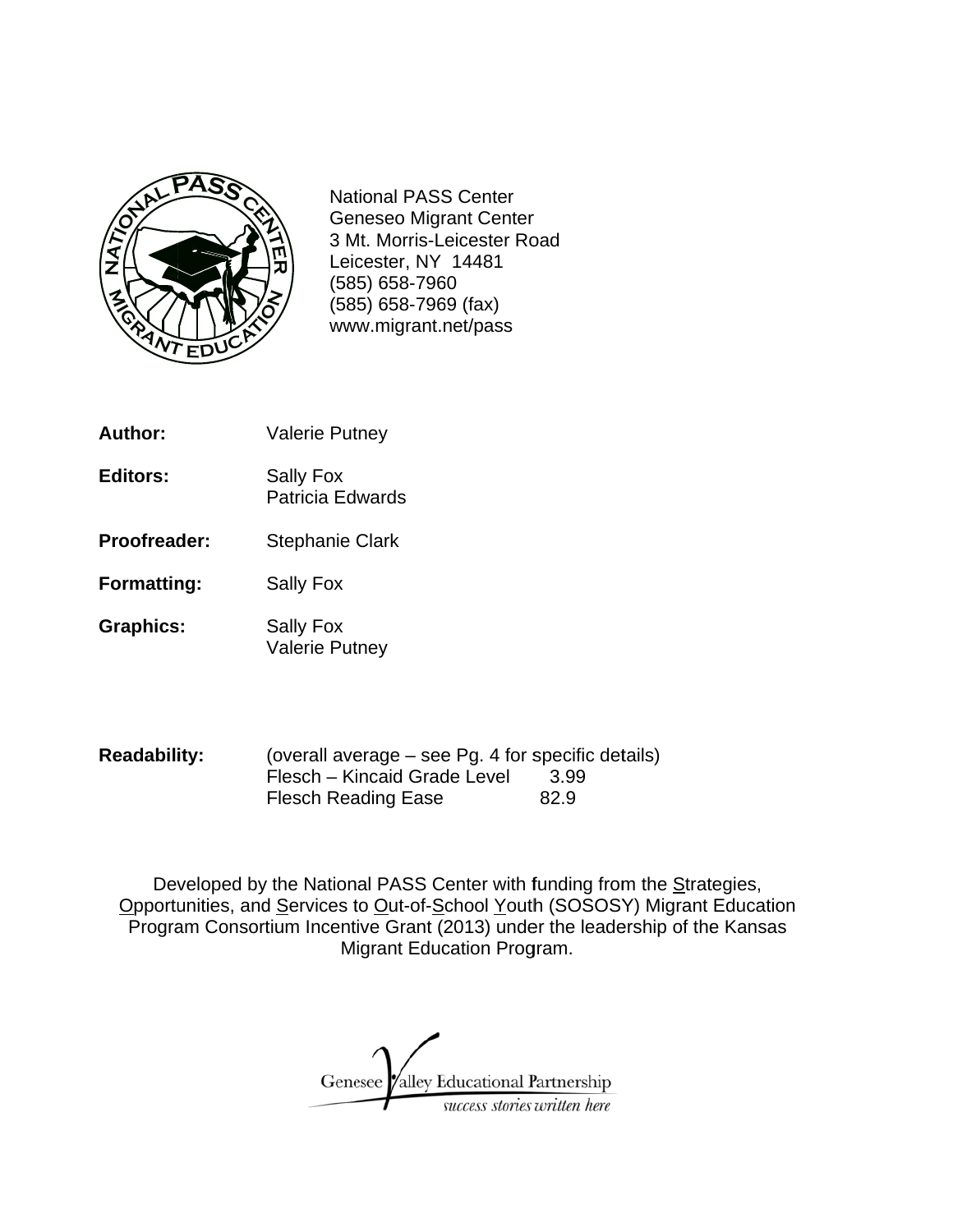National PASS Center
Geneseo Migrant Center
3 Mt. Morris-Leicester Road
Leicester, NY 14481
(585) 658-7960
(585) 658-7969 (fax)
www.migrant.net/pass

**Author:** Valerie Putney

**Editors:** Sally Fox
Patricia Edwards

**Proofreader:** Stephanie Clark

**Formatting:** Sally Fox

**Graphics:** Sally Fox
Valerie Putney

**Readability:** (overall average – see Pg. 4 for specific details)
Flesch – Kincaid Grade Level 3.99
Flesch Reading Ease 82.9

Developed by the National PASS Center with funding from the Strategies, Opportunities, and Services to Out-of-School Youth (SOSOSY) Migrant Education Program Consortium Incentive Grant (2013) under the leadership of the Kansas Migrant Education Program.

Genesee Valley Educational Partnership
*success stories written here*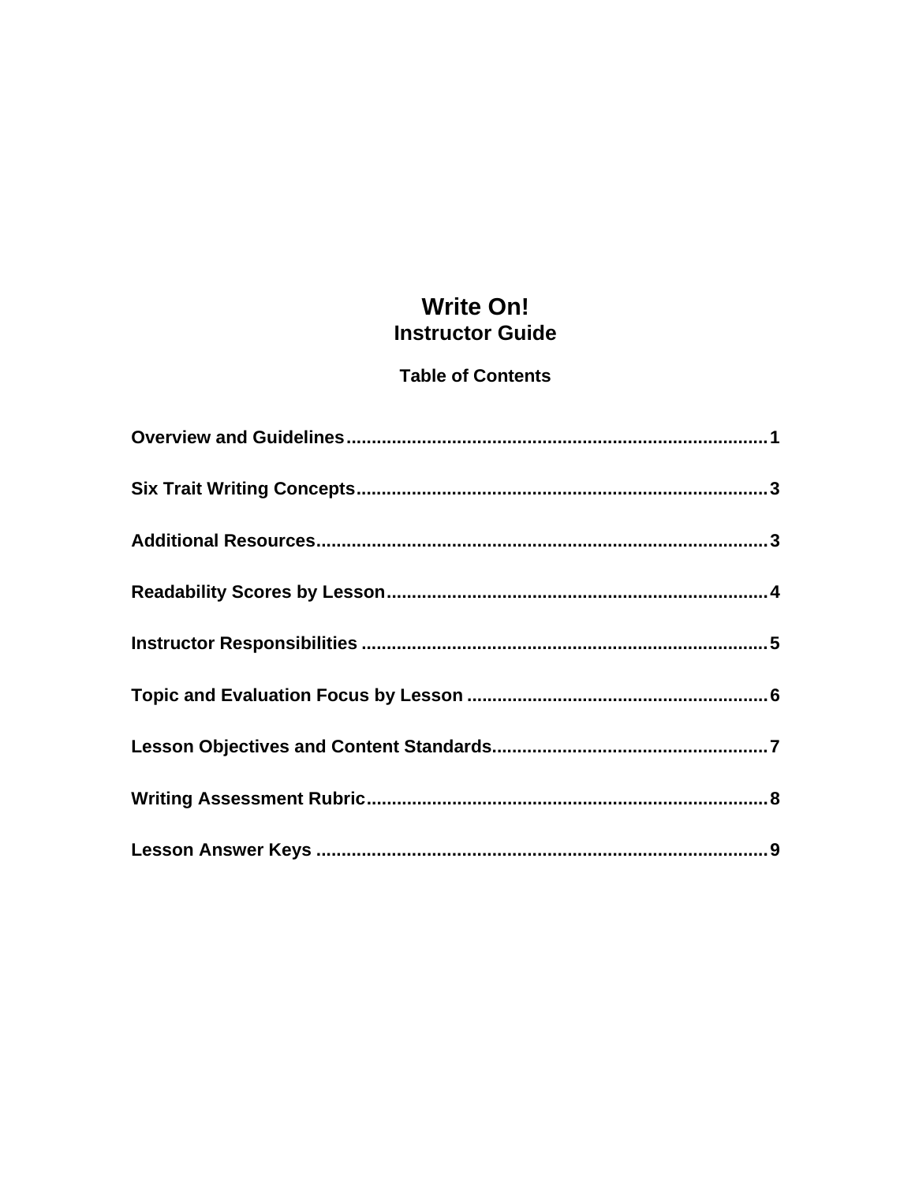# Write On!

## Instructor Guide

### Table of Contents

**Overview and Guidelines** .................................................................................... 1

**Six Trait Writing Concepts** .................................................................................. 3

**Additional Resources** .......................................................................................... 3

**Readability Scores by Lesson** ............................................................................ 4

**Instructor Responsibilities** ................................................................................. 5

**Topic and Evaluation Focus by Lesson** ............................................................ 6

**Lesson Objectives and Content Standards** ....................................................... 7

**Writing Assessment Rubric** ................................................................................ 8

**Lesson Answer Keys** .......................................................................................... 9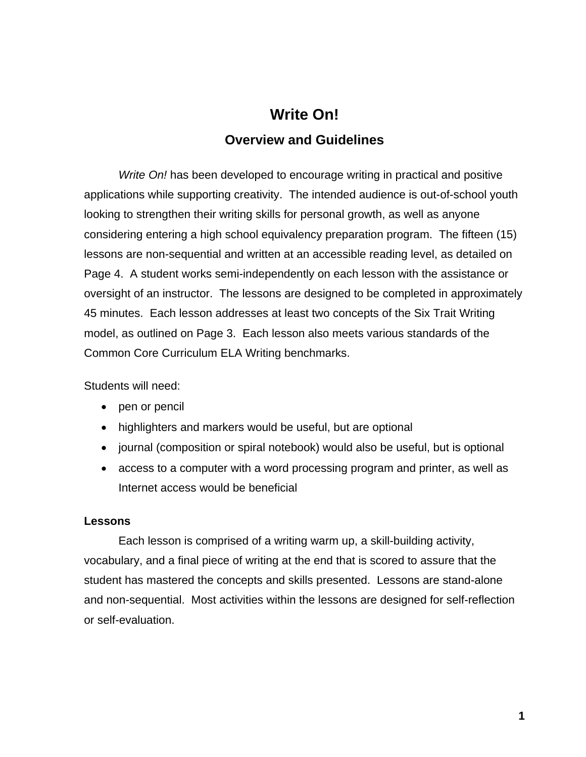# Write On!

## Overview and Guidelines

*Write On!* has been developed to encourage writing in practical and positive applications while supporting creativity. The intended audience is out-of-school youth looking to strengthen their writing skills for personal growth, as well as anyone considering entering a high school equivalency preparation program. The fifteen (15) lessons are non-sequential and written at an accessible reading level, as detailed on Page 4. A student works semi-independently on each lesson with the assistance or oversight of an instructor. The lessons are designed to be completed in approximately 45 minutes. Each lesson addresses at least two concepts of the Six Trait Writing model, as outlined on Page 3. Each lesson also meets various standards of the Common Core Curriculum ELA Writing benchmarks.

Students will need:

- pen or pencil
- highlighters and markers would be useful, but are optional
- journal (composition or spiral notebook) would also be useful, but is optional
- access to a computer with a word processing program and printer, as well as Internet access would be beneficial

### Lessons

Each lesson is comprised of a writing warm up, a skill-building activity, vocabulary, and a final piece of writing at the end that is scored to assure that the student has mastered the concepts and skills presented. Lessons are stand-alone and non-sequential. Most activities within the lessons are designed for self-reflection or self-evaluation.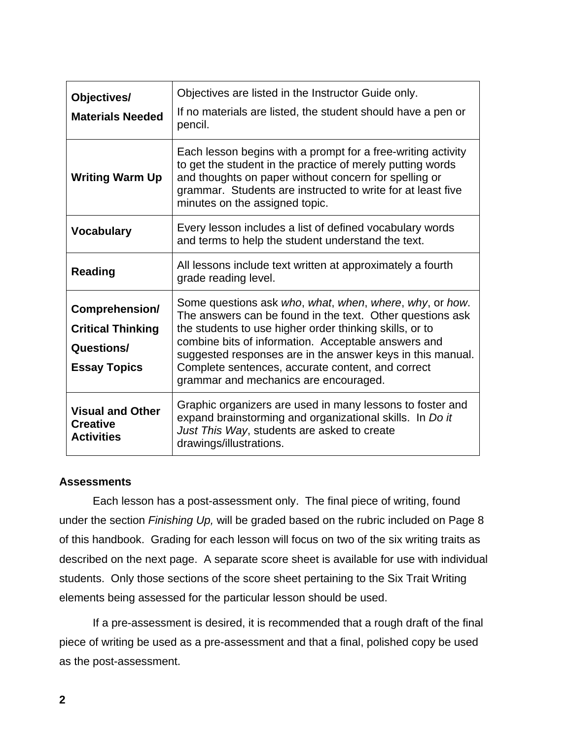| | |
|---|---|
| **Objectives/ Materials Needed** | Objectives are listed in the Instructor Guide only. If no materials are listed, the student should have a pen or pencil. |
| **Writing Warm Up** | Each lesson begins with a prompt for a free-writing activity to get the student in the practice of merely putting words and thoughts on paper without concern for spelling or grammar. Students are instructed to write for at least five minutes on the assigned topic. |
| **Vocabulary** | Every lesson includes a list of defined vocabulary words and terms to help the student understand the text. |
| **Reading** | All lessons include text written at approximately a fourth grade reading level. |
| **Comprehension/ Critical Thinking Questions/ Essay Topics** | Some questions ask *who*, *what*, *when*, *where*, *why*, or *how*. The answers can be found in the text. Other questions ask the students to use higher order thinking skills, or to combine bits of information. Acceptable answers and suggested responses are in the answer keys in this manual. Complete sentences, accurate content, and correct grammar and mechanics are encouraged. |
| **Visual and Other Creative Activities** | Graphic organizers are used in many lessons to foster and expand brainstorming and organizational skills. In *Do it Just This Way*, students are asked to create drawings/illustrations. |

**Assessments**

Each lesson has a post-assessment only. The final piece of writing, found under the section *Finishing Up,* will be graded based on the rubric included on Page 8 of this handbook. Grading for each lesson will focus on two of the six writing traits as described on the next page. A separate score sheet is available for use with individual students. Only those sections of the score sheet pertaining to the Six Trait Writing elements being assessed for the particular lesson should be used.

If a pre-assessment is desired, it is recommended that a rough draft of the final piece of writing be used as a pre-assessment and that a final, polished copy be used as the post-assessment.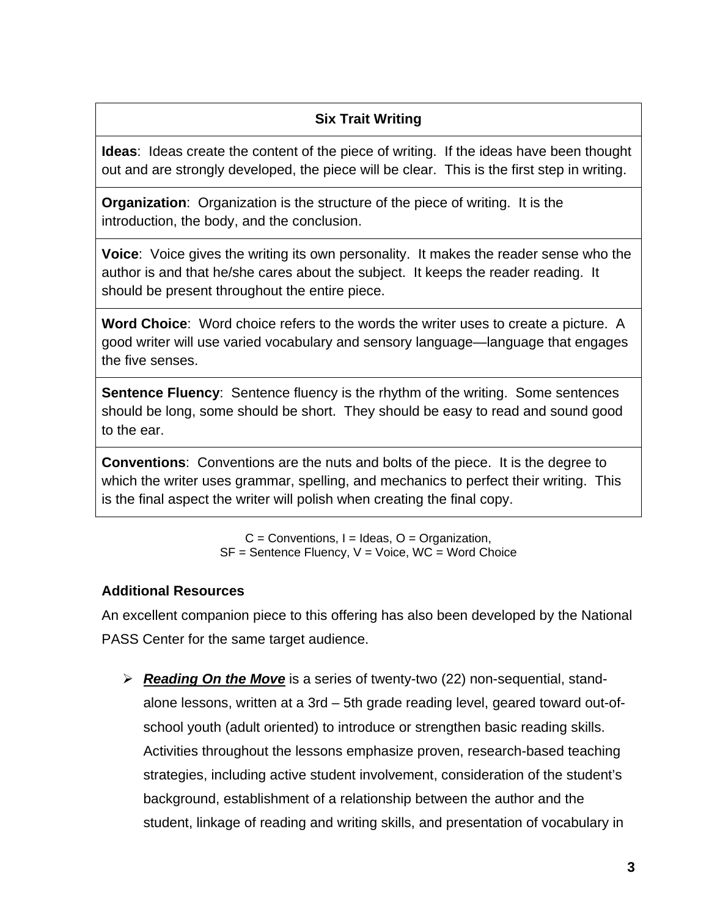| Six Trait Writing |
|---|
| **Ideas**: Ideas create the content of the piece of writing. If the ideas have been thought out and are strongly developed, the piece will be clear. This is the first step in writing. |
| **Organization**: Organization is the structure of the piece of writing. It is the introduction, the body, and the conclusion. |
| **Voice**: Voice gives the writing its own personality. It makes the reader sense who the author is and that he/she cares about the subject. It keeps the reader reading. It should be present throughout the entire piece. |
| **Word Choice**: Word choice refers to the words the writer uses to create a picture. A good writer will use varied vocabulary and sensory language—language that engages the five senses. |
| **Sentence Fluency**: Sentence fluency is the rhythm of the writing. Some sentences should be long, some should be short. They should be easy to read and sound good to the ear. |
| **Conventions**: Conventions are the nuts and bolts of the piece. It is the degree to which the writer uses grammar, spelling, and mechanics to perfect their writing. This is the final aspect the writer will polish when creating the final copy. |

C = Conventions, I = Ideas, O = Organization,
SF = Sentence Fluency, V = Voice, WC = Word Choice

**Additional Resources**

An excellent companion piece to this offering has also been developed by the National PASS Center for the same target audience.

- ***Reading On the Move*** is a series of twenty-two (22) non-sequential, stand-alone lessons, written at a 3rd – 5th grade reading level, geared toward out-of-school youth (adult oriented) to introduce or strengthen basic reading skills. Activities throughout the lessons emphasize proven, research-based teaching strategies, including active student involvement, consideration of the student's background, establishment of a relationship between the author and the student, linkage of reading and writing skills, and presentation of vocabulary in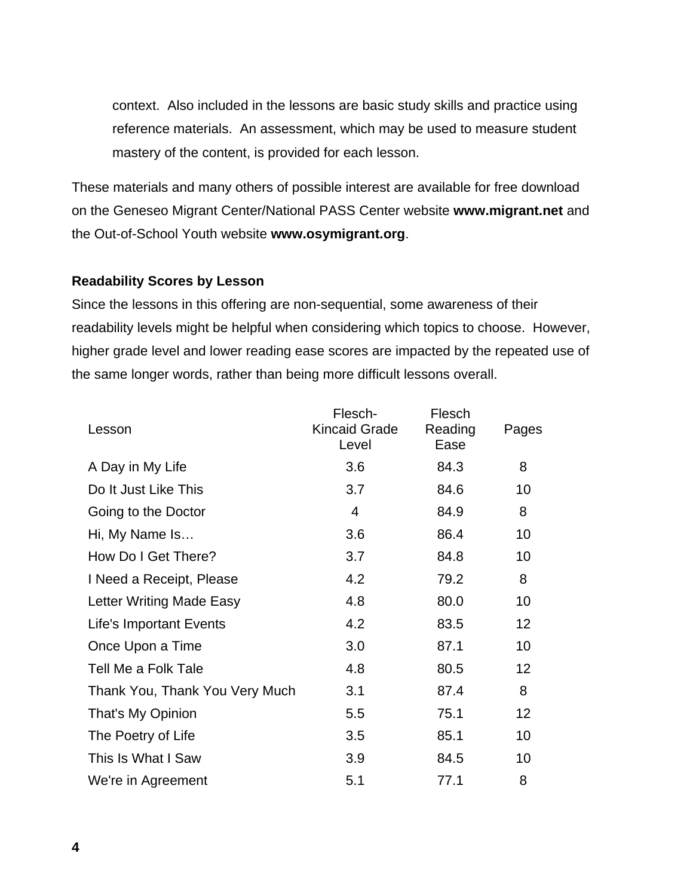context. Also included in the lessons are basic study skills and practice using reference materials. An assessment, which may be used to measure student mastery of the content, is provided for each lesson.

These materials and many others of possible interest are available for free download on the Geneseo Migrant Center/National PASS Center website **www.migrant.net** and the Out-of-School Youth website **www.osymigrant.org**.

**Readability Scores by Lesson**

Since the lessons in this offering are non-sequential, some awareness of their readability levels might be helpful when considering which topics to choose. However, higher grade level and lower reading ease scores are impacted by the repeated use of the same longer words, rather than being more difficult lessons overall.

| Lesson | Flesch-Kincaid Grade Level | Flesch Reading Ease | Pages |
|---|---|---|---|
| A Day in My Life | 3.6 | 84.3 | 8 |
| Do It Just Like This | 3.7 | 84.6 | 10 |
| Going to the Doctor | 4 | 84.9 | 8 |
| Hi, My Name Is… | 3.6 | 86.4 | 10 |
| How Do I Get There? | 3.7 | 84.8 | 10 |
| I Need a Receipt, Please | 4.2 | 79.2 | 8 |
| Letter Writing Made Easy | 4.8 | 80.0 | 10 |
| Life's Important Events | 4.2 | 83.5 | 12 |
| Once Upon a Time | 3.0 | 87.1 | 10 |
| Tell Me a Folk Tale | 4.8 | 80.5 | 12 |
| Thank You, Thank You Very Much | 3.1 | 87.4 | 8 |
| That's My Opinion | 5.5 | 75.1 | 12 |
| The Poetry of Life | 3.5 | 85.1 | 10 |
| This Is What I Saw | 3.9 | 84.5 | 10 |
| We're in Agreement | 5.1 | 77.1 | 8 |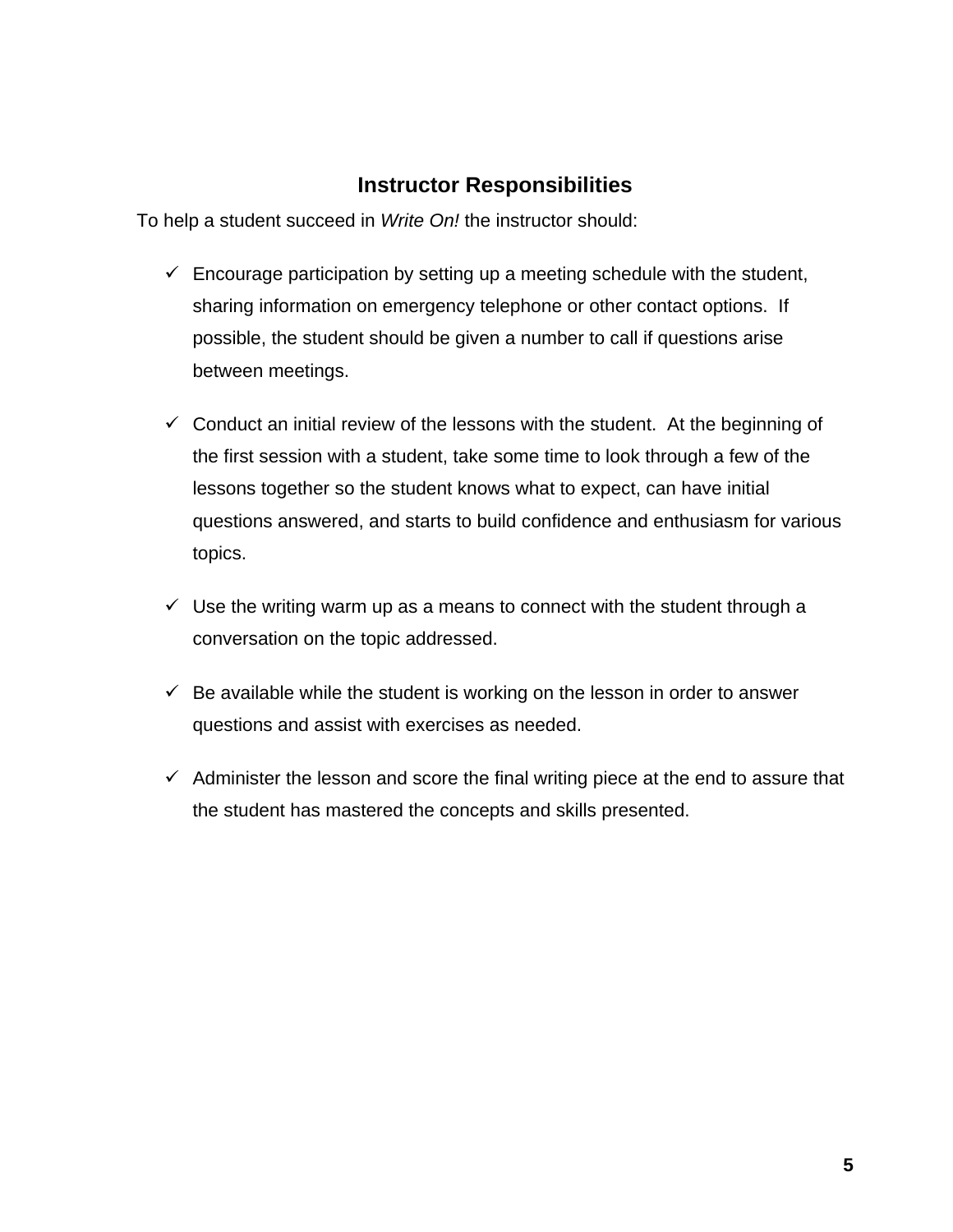## Instructor Responsibilities

To help a student succeed in *Write On!* the instructor should:

- ✓ Encourage participation by setting up a meeting schedule with the student, sharing information on emergency telephone or other contact options. If possible, the student should be given a number to call if questions arise between meetings.
- ✓ Conduct an initial review of the lessons with the student. At the beginning of the first session with a student, take some time to look through a few of the lessons together so the student knows what to expect, can have initial questions answered, and starts to build confidence and enthusiasm for various topics.
- ✓ Use the writing warm up as a means to connect with the student through a conversation on the topic addressed.
- ✓ Be available while the student is working on the lesson in order to answer questions and assist with exercises as needed.
- ✓ Administer the lesson and score the final writing piece at the end to assure that the student has mastered the concepts and skills presented.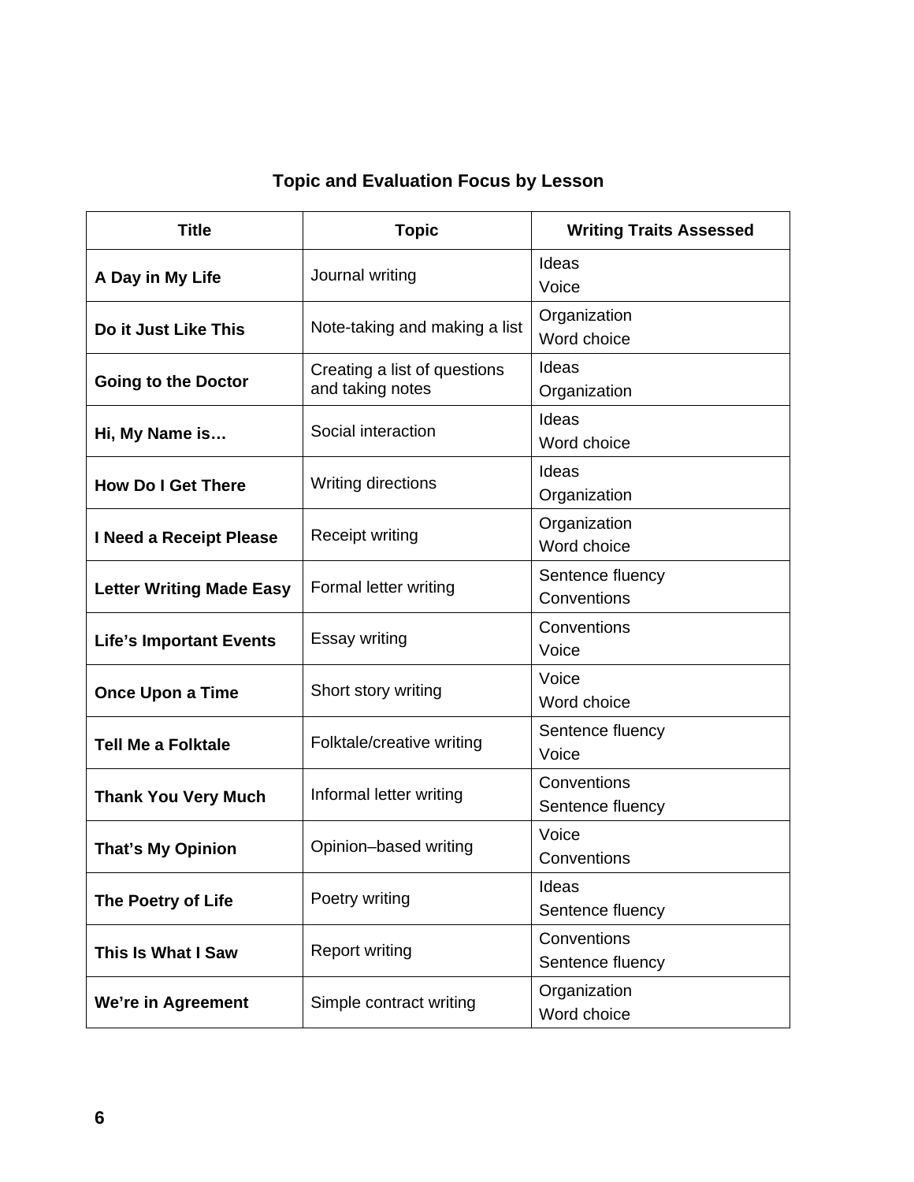## Topic and Evaluation Focus by Lesson

| Title | Topic | Writing Traits Assessed |
|---|---|---|
| **A Day in My Life** | Journal writing | Ideas<br>Voice |
| **Do it Just Like This** | Note-taking and making a list | Organization<br>Word choice |
| **Going to the Doctor** | Creating a list of questions and taking notes | Ideas<br>Organization |
| **Hi, My Name is…** | Social interaction | Ideas<br>Word choice |
| **How Do I Get There** | Writing directions | Ideas<br>Organization |
| **I Need a Receipt Please** | Receipt writing | Organization<br>Word choice |
| **Letter Writing Made Easy** | Formal letter writing | Sentence fluency<br>Conventions |
| **Life's Important Events** | Essay writing | Conventions<br>Voice |
| **Once Upon a Time** | Short story writing | Voice<br>Word choice |
| **Tell Me a Folktale** | Folktale/creative writing | Sentence fluency<br>Voice |
| **Thank You Very Much** | Informal letter writing | Conventions<br>Sentence fluency |
| **That's My Opinion** | Opinion–based writing | Voice<br>Conventions |
| **The Poetry of Life** | Poetry writing | Ideas<br>Sentence fluency |
| **This Is What I Saw** | Report writing | Conventions<br>Sentence fluency |
| **We're in Agreement** | Simple contract writing | Organization<br>Word choice |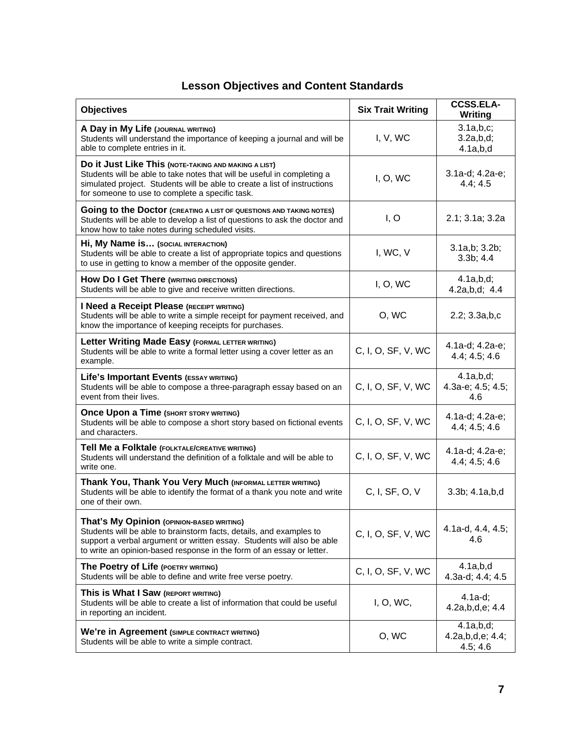## Lesson Objectives and Content Standards

| Objectives | Six Trait Writing | CCSS.ELA-Writing |
|---|---|---|
| **A Day in My Life** (JOURNAL WRITING)<br>Students will understand the importance of keeping a journal and will be able to complete entries in it. | I, V, WC | 3.1a,b,c; 3.2a,b,d; 4.1a,b,d |
| **Do it Just Like This** (NOTE-TAKING AND MAKING A LIST)<br>Students will be able to take notes that will be useful in completing a simulated project. Students will be able to create a list of instructions for someone to use to complete a specific task. | I, O, WC | 3.1a-d; 4.2a-e; 4.4; 4.5 |
| **Going to the Doctor** (CREATING A LIST OF QUESTIONS AND TAKING NOTES)<br>Students will be able to develop a list of questions to ask the doctor and know how to take notes during scheduled visits. | I, O | 2.1; 3.1a; 3.2a |
| **Hi, My Name is…** (SOCIAL INTERACTION)<br>Students will be able to create a list of appropriate topics and questions to use in getting to know a member of the opposite gender. | I, WC, V | 3.1a,b; 3.2b; 3.3b; 4.4 |
| **How Do I Get There** (WRITING DIRECTIONS)<br>Students will be able to give and receive written directions. | I, O, WC | 4.1a,b,d; 4.2a,b,d; 4.4 |
| **I Need a Receipt Please** (RECEIPT WRITING)<br>Students will be able to write a simple receipt for payment received, and know the importance of keeping receipts for purchases. | O, WC | 2.2; 3.3a,b,c |
| **Letter Writing Made Easy** (FORMAL LETTER WRITING)<br>Students will be able to write a formal letter using a cover letter as an example. | C, I, O, SF, V, WC | 4.1a-d; 4.2a-e; 4.4; 4.5; 4.6 |
| **Life's Important Events** (ESSAY WRITING)<br>Students will be able to compose a three-paragraph essay based on an event from their lives. | C, I, O, SF, V, WC | 4.1a,b,d; 4.3a-e; 4.5; 4.5; 4.6 |
| **Once Upon a Time** (SHORT STORY WRITING)<br>Students will be able to compose a short story based on fictional events and characters. | C, I, O, SF, V, WC | 4.1a-d; 4.2a-e; 4.4; 4.5; 4.6 |
| **Tell Me a Folktale** (FOLKTALE/CREATIVE WRITING)<br>Students will understand the definition of a folktale and will be able to write one. | C, I, O, SF, V, WC | 4.1a-d; 4.2a-e; 4.4; 4.5; 4.6 |
| **Thank You, Thank You Very Much** (INFORMAL LETTER WRITING)<br>Students will be able to identify the format of a thank you note and write one of their own. | C, I, SF, O, V | 3.3b; 4.1a,b,d |
| **That's My Opinion** (OPINION-BASED WRITING)<br>Students will be able to brainstorm facts, details, and examples to support a verbal argument or written essay. Students will also be able to write an opinion-based response in the form of an essay or letter. | C, I, O, SF, V, WC | 4.1a-d, 4.4, 4.5; 4.6 |
| **The Poetry of Life** (POETRY WRITING)<br>Students will be able to define and write free verse poetry. | C, I, O, SF, V, WC | 4.1a,b,d 4.3a-d; 4.4; 4.5 |
| **This is What I Saw** (REPORT WRITING)<br>Students will be able to create a list of information that could be useful in reporting an incident. | I, O, WC, | 4.1a-d; 4.2a,b,d,e; 4.4 |
| **We're in Agreement** (SIMPLE CONTRACT WRITING)<br>Students will be able to write a simple contract. | O, WC | 4.1a,b,d; 4.2a,b,d,e; 4.4; 4.5; 4.6 |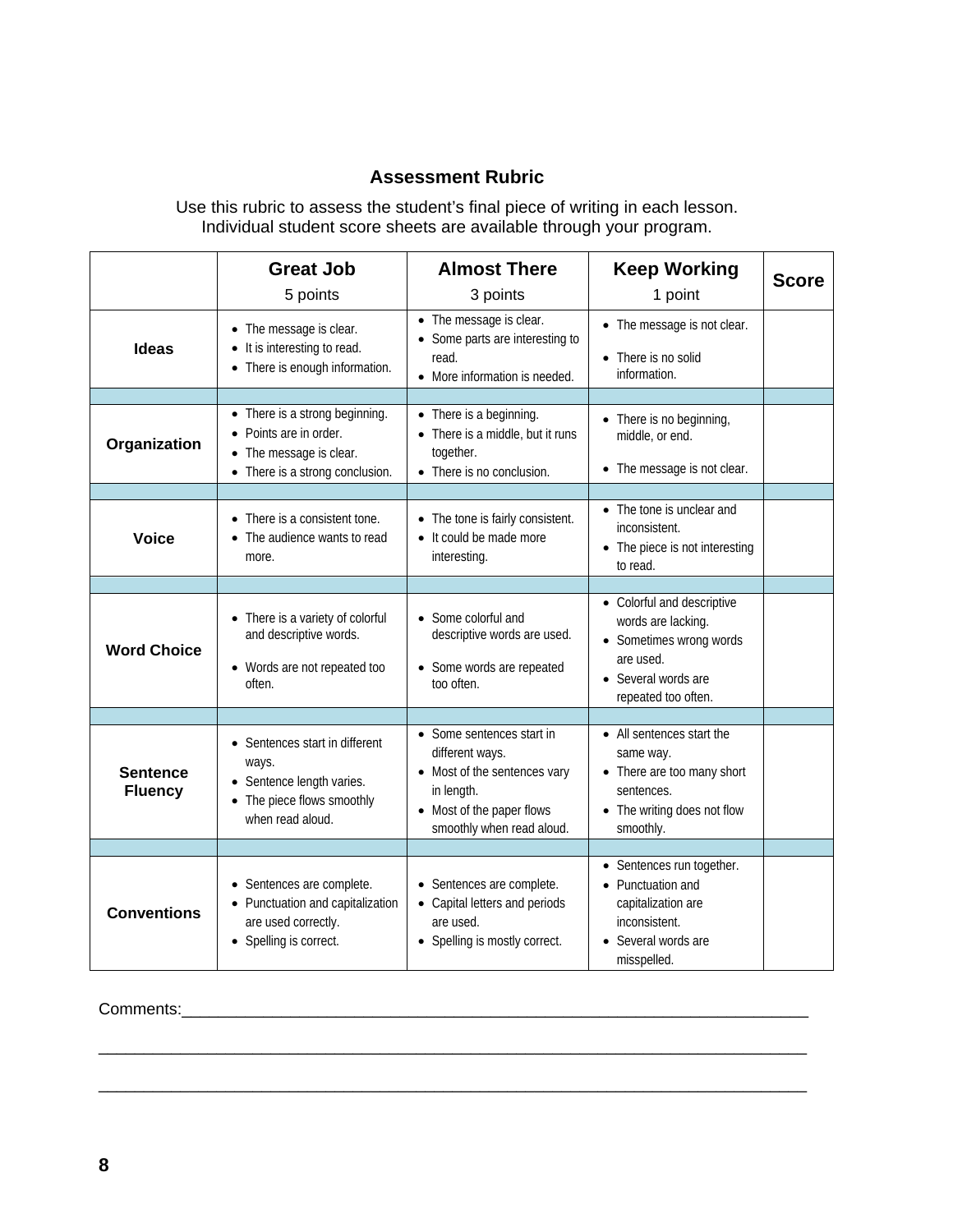## Assessment Rubric

Use this rubric to assess the student's final piece of writing in each lesson. Individual student score sheets are available through your program.

| | Great Job<br>5 points | Almost There<br>3 points | Keep Working<br>1 point | Score |
|---|---|---|---|---|
| **Ideas** | • The message is clear.<br>• It is interesting to read.<br>• There is enough information. | • The message is clear.<br>• Some parts are interesting to read.<br>• More information is needed. | • The message is not clear.<br>• There is no solid information. | |
| **Organization** | • There is a strong beginning.<br>• Points are in order.<br>• The message is clear.<br>• There is a strong conclusion. | • There is a beginning.<br>• There is a middle, but it runs together.<br>• There is no conclusion. | • There is no beginning, middle, or end.<br>• The message is not clear. | |
| **Voice** | • There is a consistent tone.<br>• The audience wants to read more. | • The tone is fairly consistent.<br>• It could be made more interesting. | • The tone is unclear and inconsistent.<br>• The piece is not interesting to read. | |
| **Word Choice** | • There is a variety of colorful and descriptive words.<br>• Words are not repeated too often. | • Some colorful and descriptive words are used.<br>• Some words are repeated too often. | • Colorful and descriptive words are lacking.<br>• Sometimes wrong words are used.<br>• Several words are repeated too often. | |
| **Sentence Fluency** | • Sentences start in different ways.<br>• Sentence length varies.<br>• The piece flows smoothly when read aloud. | • Some sentences start in different ways.<br>• Most of the sentences vary in length.<br>• Most of the paper flows smoothly when read aloud. | • All sentences start the same way.<br>• There are too many short sentences.<br>• The writing does not flow smoothly. | |
| **Conventions** | • Sentences are complete.<br>• Punctuation and capitalization are used correctly.<br>• Spelling is correct. | • Sentences are complete.<br>• Capital letters and periods are used.<br>• Spelling is mostly correct. | • Sentences run together.<br>• Punctuation and capitalization are inconsistent.<br>• Several words are misspelled. | |

Comments:_______________________________________________________________________

_______________________________________________________________________________

_______________________________________________________________________________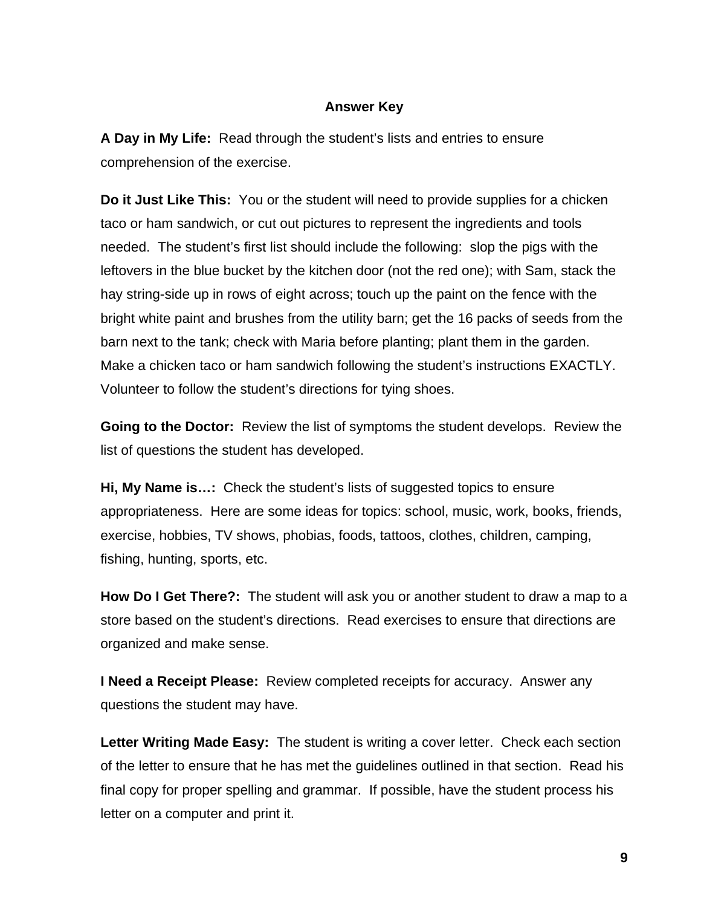## Answer Key

**A Day in My Life:** Read through the student's lists and entries to ensure comprehension of the exercise.

**Do it Just Like This:** You or the student will need to provide supplies for a chicken taco or ham sandwich, or cut out pictures to represent the ingredients and tools needed. The student's first list should include the following: slop the pigs with the leftovers in the blue bucket by the kitchen door (not the red one); with Sam, stack the hay string-side up in rows of eight across; touch up the paint on the fence with the bright white paint and brushes from the utility barn; get the 16 packs of seeds from the barn next to the tank; check with Maria before planting; plant them in the garden. Make a chicken taco or ham sandwich following the student's instructions EXACTLY. Volunteer to follow the student's directions for tying shoes.

**Going to the Doctor:** Review the list of symptoms the student develops. Review the list of questions the student has developed.

**Hi, My Name is…:** Check the student's lists of suggested topics to ensure appropriateness. Here are some ideas for topics: school, music, work, books, friends, exercise, hobbies, TV shows, phobias, foods, tattoos, clothes, children, camping, fishing, hunting, sports, etc.

**How Do I Get There?:** The student will ask you or another student to draw a map to a store based on the student's directions. Read exercises to ensure that directions are organized and make sense.

**I Need a Receipt Please:** Review completed receipts for accuracy. Answer any questions the student may have.

**Letter Writing Made Easy:** The student is writing a cover letter. Check each section of the letter to ensure that he has met the guidelines outlined in that section. Read his final copy for proper spelling and grammar. If possible, have the student process his letter on a computer and print it.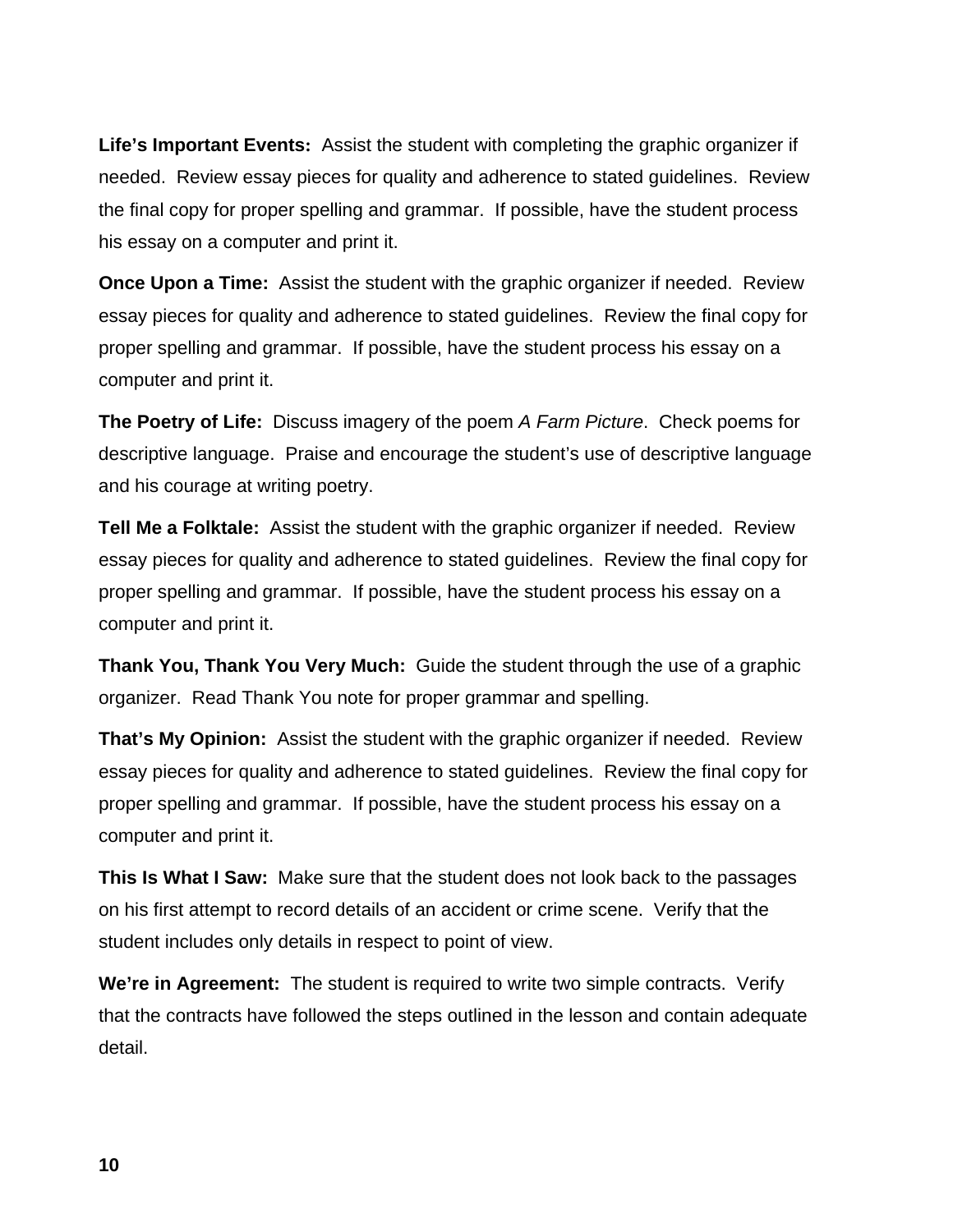**Life's Important Events:** Assist the student with completing the graphic organizer if needed. Review essay pieces for quality and adherence to stated guidelines. Review the final copy for proper spelling and grammar. If possible, have the student process his essay on a computer and print it.

**Once Upon a Time:** Assist the student with the graphic organizer if needed. Review essay pieces for quality and adherence to stated guidelines. Review the final copy for proper spelling and grammar. If possible, have the student process his essay on a computer and print it.

**The Poetry of Life:** Discuss imagery of the poem *A Farm Picture*. Check poems for descriptive language. Praise and encourage the student's use of descriptive language and his courage at writing poetry.

**Tell Me a Folktale:** Assist the student with the graphic organizer if needed. Review essay pieces for quality and adherence to stated guidelines. Review the final copy for proper spelling and grammar. If possible, have the student process his essay on a computer and print it.

**Thank You, Thank You Very Much:** Guide the student through the use of a graphic organizer. Read Thank You note for proper grammar and spelling.

**That's My Opinion:** Assist the student with the graphic organizer if needed. Review essay pieces for quality and adherence to stated guidelines. Review the final copy for proper spelling and grammar. If possible, have the student process his essay on a computer and print it.

**This Is What I Saw:** Make sure that the student does not look back to the passages on his first attempt to record details of an accident or crime scene. Verify that the student includes only details in respect to point of view.

**We're in Agreement:** The student is required to write two simple contracts. Verify that the contracts have followed the steps outlined in the lesson and contain adequate detail.